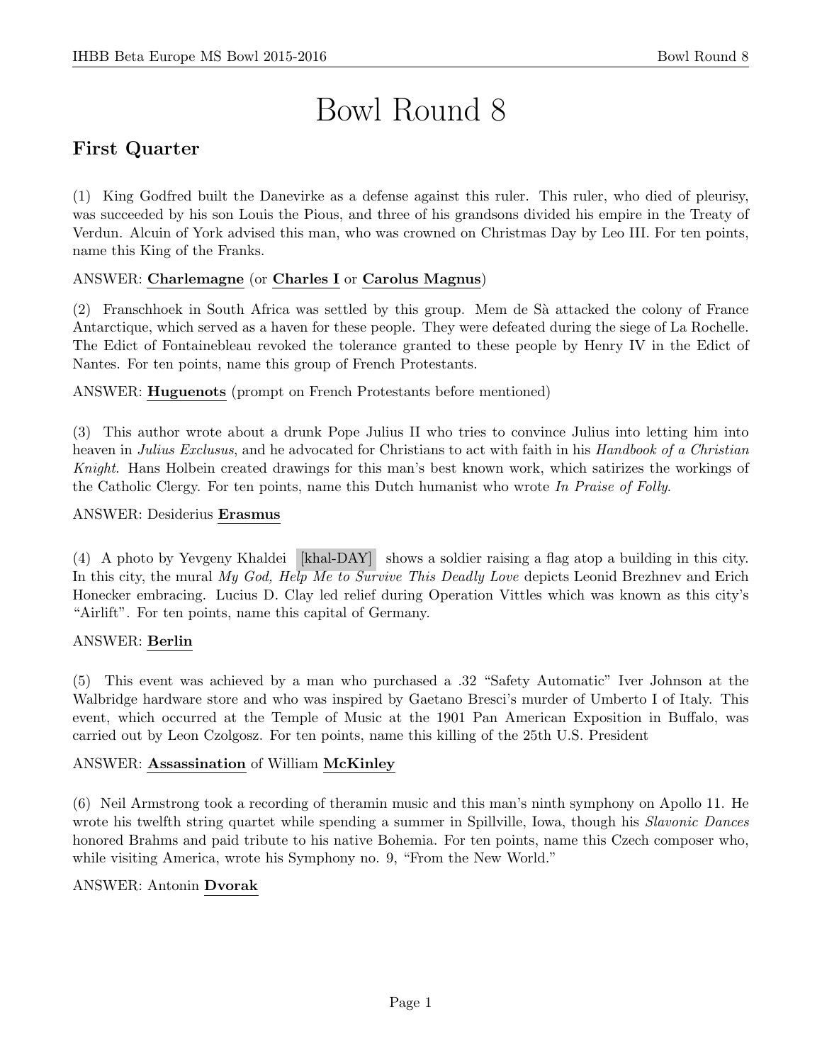# Bowl Round 8

## First Quarter

(1) King Godfred built the Danevirke as a defense against this ruler. This ruler, who died of pleurisy, was succeeded by his son Louis the Pious, and three of his grandsons divided his empire in the Treaty of Verdun. Alcuin of York advised this man, who was crowned on Christmas Day by Leo III. For ten points, name this King of the Franks.

ANSWER: **Charlemagne** (or **Charles I** or **Carolus Magnus**)

(2) Franschhoek in South Africa was settled by this group. Mem de Sà attacked the colony of France Antarctique, which served as a haven for these people. They were defeated during the siege of La Rochelle. The Edict of Fontainebleau revoked the tolerance granted to these people by Henry IV in the Edict of Nantes. For ten points, name this group of French Protestants.

ANSWER: **Huguenots** (prompt on French Protestants before mentioned)

(3) This author wrote about a drunk Pope Julius II who tries to convince Julius into letting him into heaven in *Julius Exclusus*, and he advocated for Christians to act with faith in his *Handbook of a Christian Knight*. Hans Holbein created drawings for this man's best known work, which satirizes the workings of the Catholic Clergy. For ten points, name this Dutch humanist who wrote *In Praise of Folly*.

ANSWER: Desiderius **Erasmus**

(4) A photo by Yevgeny Khaldei [khal-DAY] shows a soldier raising a flag atop a building in this city. In this city, the mural *My God, Help Me to Survive This Deadly Love* depicts Leonid Brezhnev and Erich Honecker embracing. Lucius D. Clay led relief during Operation Vittles which was known as this city's "Airlift". For ten points, name this capital of Germany.

ANSWER: **Berlin**

(5) This event was achieved by a man who purchased a .32 "Safety Automatic" Iver Johnson at the Walbridge hardware store and who was inspired by Gaetano Bresci's murder of Umberto I of Italy. This event, which occurred at the Temple of Music at the 1901 Pan American Exposition in Buffalo, was carried out by Leon Czolgosz. For ten points, name this killing of the 25th U.S. President

ANSWER: **Assassination** of William **McKinley**

(6) Neil Armstrong took a recording of theramin music and this man's ninth symphony on Apollo 11. He wrote his twelfth string quartet while spending a summer in Spillville, Iowa, though his *Slavonic Dances* honored Brahms and paid tribute to his native Bohemia. For ten points, name this Czech composer who, while visiting America, wrote his Symphony no. 9, "From the New World."

ANSWER: Antonin **Dvorak**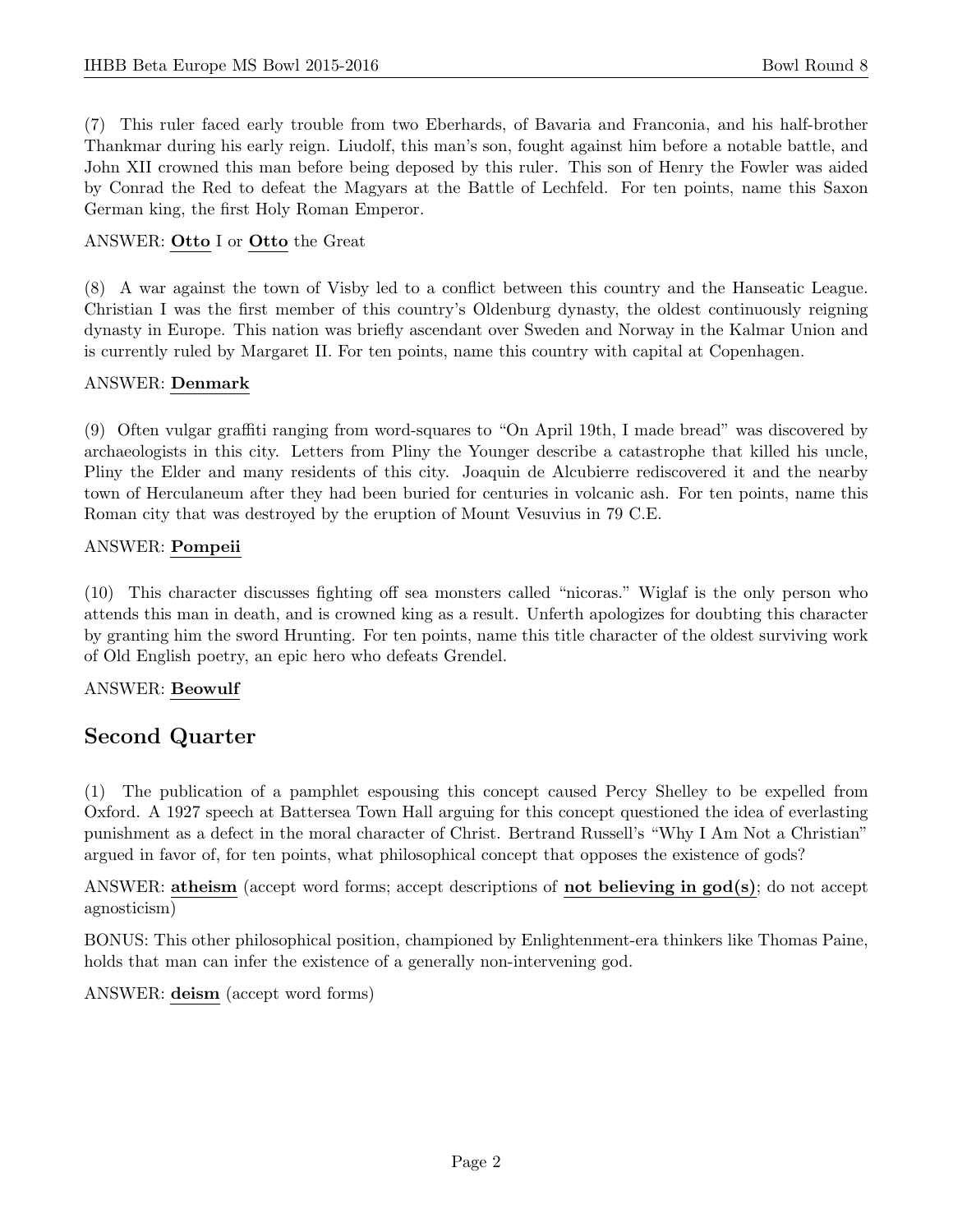(7) This ruler faced early trouble from two Eberhards, of Bavaria and Franconia, and his half-brother Thankmar during his early reign. Liudolf, this man's son, fought against him before a notable battle, and John XII crowned this man before being deposed by this ruler. This son of Henry the Fowler was aided by Conrad the Red to defeat the Magyars at the Battle of Lechfeld. For ten points, name this Saxon German king, the first Holy Roman Emperor.

ANSWER: **Otto** I or **Otto** the Great

(8) A war against the town of Visby led to a conflict between this country and the Hanseatic League. Christian I was the first member of this country's Oldenburg dynasty, the oldest continuously reigning dynasty in Europe. This nation was briefly ascendant over Sweden and Norway in the Kalmar Union and is currently ruled by Margaret II. For ten points, name this country with capital at Copenhagen.

ANSWER: **Denmark**

(9) Often vulgar graffiti ranging from word-squares to "On April 19th, I made bread" was discovered by archaeologists in this city. Letters from Pliny the Younger describe a catastrophe that killed his uncle, Pliny the Elder and many residents of this city. Joaquin de Alcubierre rediscovered it and the nearby town of Herculaneum after they had been buried for centuries in volcanic ash. For ten points, name this Roman city that was destroyed by the eruption of Mount Vesuvius in 79 C.E.

ANSWER: **Pompeii**

(10) This character discusses fighting off sea monsters called "nicoras." Wiglaf is the only person who attends this man in death, and is crowned king as a result. Unferth apologizes for doubting this character by granting him the sword Hrunting. For ten points, name this title character of the oldest surviving work of Old English poetry, an epic hero who defeats Grendel.

ANSWER: **Beowulf**

## Second Quarter

(1) The publication of a pamphlet espousing this concept caused Percy Shelley to be expelled from Oxford. A 1927 speech at Battersea Town Hall arguing for this concept questioned the idea of everlasting punishment as a defect in the moral character of Christ. Bertrand Russell's "Why I Am Not a Christian" argued in favor of, for ten points, what philosophical concept that opposes the existence of gods?

ANSWER: **atheism** (accept word forms; accept descriptions of **not believing in god(s)**; do not accept agnosticism)

BONUS: This other philosophical position, championed by Enlightenment-era thinkers like Thomas Paine, holds that man can infer the existence of a generally non-intervening god.

ANSWER: **deism** (accept word forms)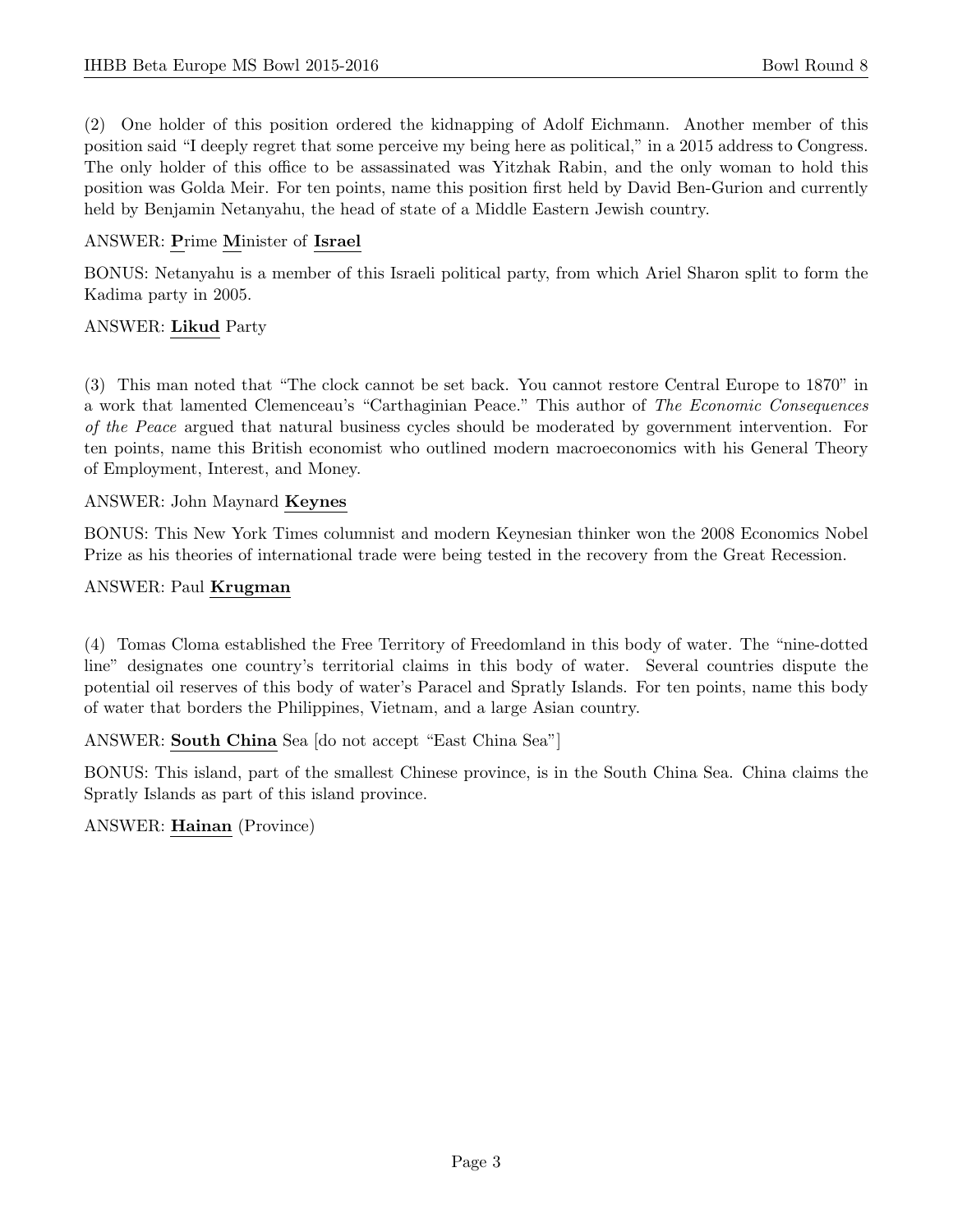(2) One holder of this position ordered the kidnapping of Adolf Eichmann. Another member of this position said "I deeply regret that some perceive my being here as political," in a 2015 address to Congress. The only holder of this office to be assassinated was Yitzhak Rabin, and the only woman to hold this position was Golda Meir. For ten points, name this position first held by David Ben-Gurion and currently held by Benjamin Netanyahu, the head of state of a Middle Eastern Jewish country.

ANSWER: **P**rime **M**inister of **Israel**

BONUS: Netanyahu is a member of this Israeli political party, from which Ariel Sharon split to form the Kadima party in 2005.

ANSWER: **Likud** Party

(3) This man noted that "The clock cannot be set back. You cannot restore Central Europe to 1870" in a work that lamented Clemenceau's "Carthaginian Peace." This author of *The Economic Consequences of the Peace* argued that natural business cycles should be moderated by government intervention. For ten points, name this British economist who outlined modern macroeconomics with his General Theory of Employment, Interest, and Money.

ANSWER: John Maynard **Keynes**

BONUS: This New York Times columnist and modern Keynesian thinker won the 2008 Economics Nobel Prize as his theories of international trade were being tested in the recovery from the Great Recession.

ANSWER: Paul **Krugman**

(4) Tomas Cloma established the Free Territory of Freedomland in this body of water. The "nine-dotted line" designates one country's territorial claims in this body of water. Several countries dispute the potential oil reserves of this body of water's Paracel and Spratly Islands. For ten points, name this body of water that borders the Philippines, Vietnam, and a large Asian country.

ANSWER: **South China** Sea [do not accept "East China Sea"]

BONUS: This island, part of the smallest Chinese province, is in the South China Sea. China claims the Spratly Islands as part of this island province.

ANSWER: **Hainan** (Province)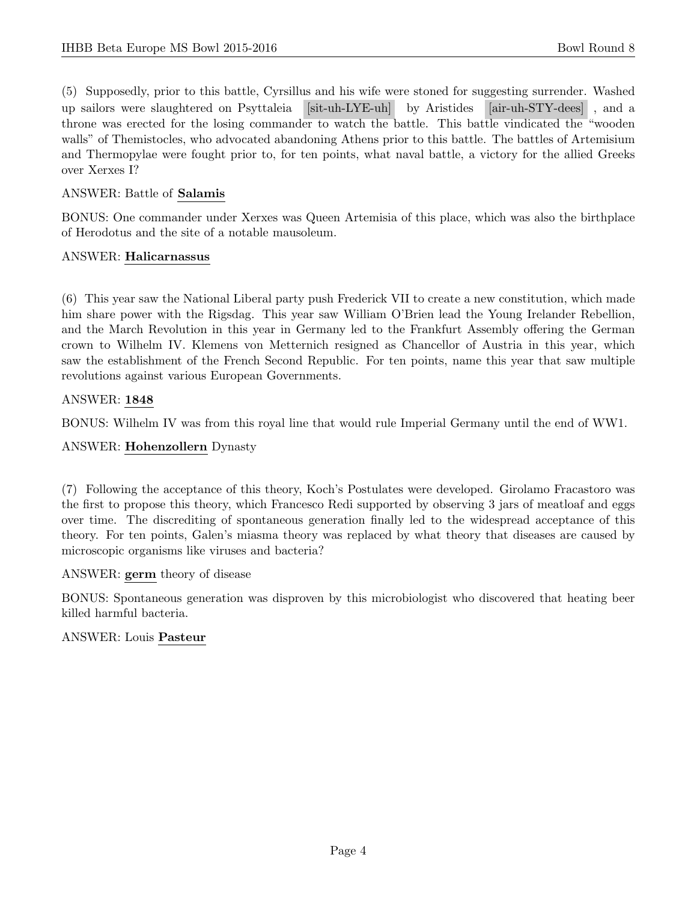(5) Supposedly, prior to this battle, Cyrsillus and his wife were stoned for suggesting surrender. Washed up sailors were slaughtered on Psyttaleia [sit-uh-LYE-uh] by Aristides [air-uh-STY-dees], and a throne was erected for the losing commander to watch the battle. This battle vindicated the "wooden walls" of Themistocles, who advocated abandoning Athens prior to this battle. The battles of Artemisium and Thermopylae were fought prior to, for ten points, what naval battle, a victory for the allied Greeks over Xerxes I?

ANSWER: Battle of **Salamis**

BONUS: One commander under Xerxes was Queen Artemisia of this place, which was also the birthplace of Herodotus and the site of a notable mausoleum.

ANSWER: **Halicarnassus**

(6) This year saw the National Liberal party push Frederick VII to create a new constitution, which made him share power with the Rigsdag. This year saw William O'Brien lead the Young Irelander Rebellion, and the March Revolution in this year in Germany led to the Frankfurt Assembly offering the German crown to Wilhelm IV. Klemens von Metternich resigned as Chancellor of Austria in this year, which saw the establishment of the French Second Republic. For ten points, name this year that saw multiple revolutions against various European Governments.

ANSWER: **1848**

BONUS: Wilhelm IV was from this royal line that would rule Imperial Germany until the end of WW1.

ANSWER: **Hohenzollern** Dynasty

(7) Following the acceptance of this theory, Koch's Postulates were developed. Girolamo Fracastoro was the first to propose this theory, which Francesco Redi supported by observing 3 jars of meatloaf and eggs over time. The discrediting of spontaneous generation finally led to the widespread acceptance of this theory. For ten points, Galen's miasma theory was replaced by what theory that diseases are caused by microscopic organisms like viruses and bacteria?

ANSWER: **germ** theory of disease

BONUS: Spontaneous generation was disproven by this microbiologist who discovered that heating beer killed harmful bacteria.

ANSWER: Louis **Pasteur**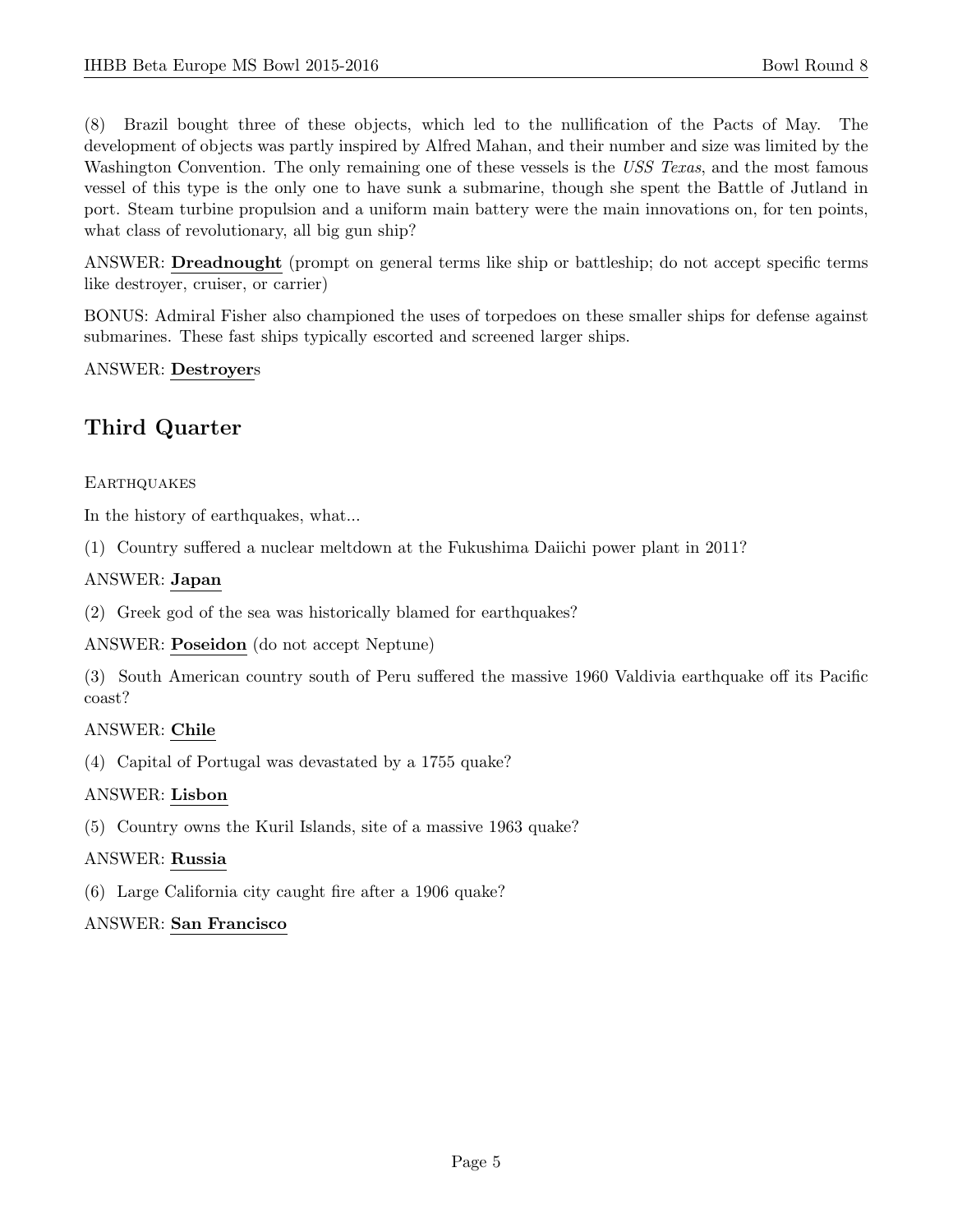(8) Brazil bought three of these objects, which led to the nullification of the Pacts of May. The development of objects was partly inspired by Alfred Mahan, and their number and size was limited by the Washington Convention. The only remaining one of these vessels is the *USS Texas*, and the most famous vessel of this type is the only one to have sunk a submarine, though she spent the Battle of Jutland in port. Steam turbine propulsion and a uniform main battery were the main innovations on, for ten points, what class of revolutionary, all big gun ship?

ANSWER: **Dreadnought** (prompt on general terms like ship or battleship; do not accept specific terms like destroyer, cruiser, or carrier)

BONUS: Admiral Fisher also championed the uses of torpedoes on these smaller ships for defense against submarines. These fast ships typically escorted and screened larger ships.

ANSWER: **Destroyer**s

## Third Quarter

Earthquakes

In the history of earthquakes, what...

(1) Country suffered a nuclear meltdown at the Fukushima Daiichi power plant in 2011?

ANSWER: **Japan**

(2) Greek god of the sea was historically blamed for earthquakes?

ANSWER: **Poseidon** (do not accept Neptune)

(3) South American country south of Peru suffered the massive 1960 Valdivia earthquake off its Pacific coast?

ANSWER: **Chile**

(4) Capital of Portugal was devastated by a 1755 quake?

ANSWER: **Lisbon**

(5) Country owns the Kuril Islands, site of a massive 1963 quake?

ANSWER: **Russia**

(6) Large California city caught fire after a 1906 quake?

ANSWER: **San Francisco**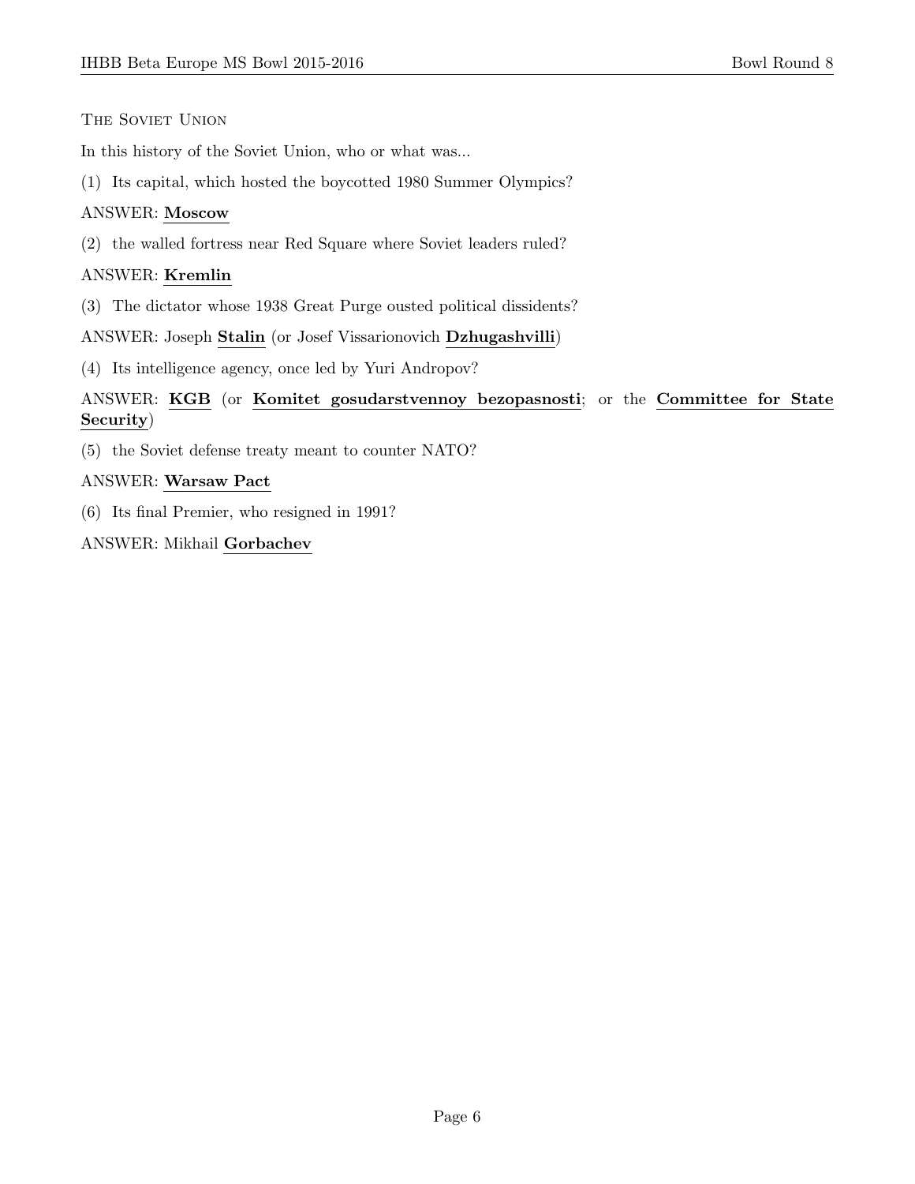The Soviet Union

In this history of the Soviet Union, who or what was...

(1) Its capital, which hosted the boycotted 1980 Summer Olympics?

ANSWER: **Moscow**

(2) the walled fortress near Red Square where Soviet leaders ruled?

ANSWER: **Kremlin**

(3) The dictator whose 1938 Great Purge ousted political dissidents?

ANSWER: Joseph **Stalin** (or Josef Vissarionovich **Dzhugashvilli**)

(4) Its intelligence agency, once led by Yuri Andropov?

ANSWER: **KGB** (or **Komitet gosudarstvennoy bezopasnosti**; or the **Committee for State Security**)

(5) the Soviet defense treaty meant to counter NATO?

ANSWER: **Warsaw Pact**

(6) Its final Premier, who resigned in 1991?

ANSWER: Mikhail **Gorbachev**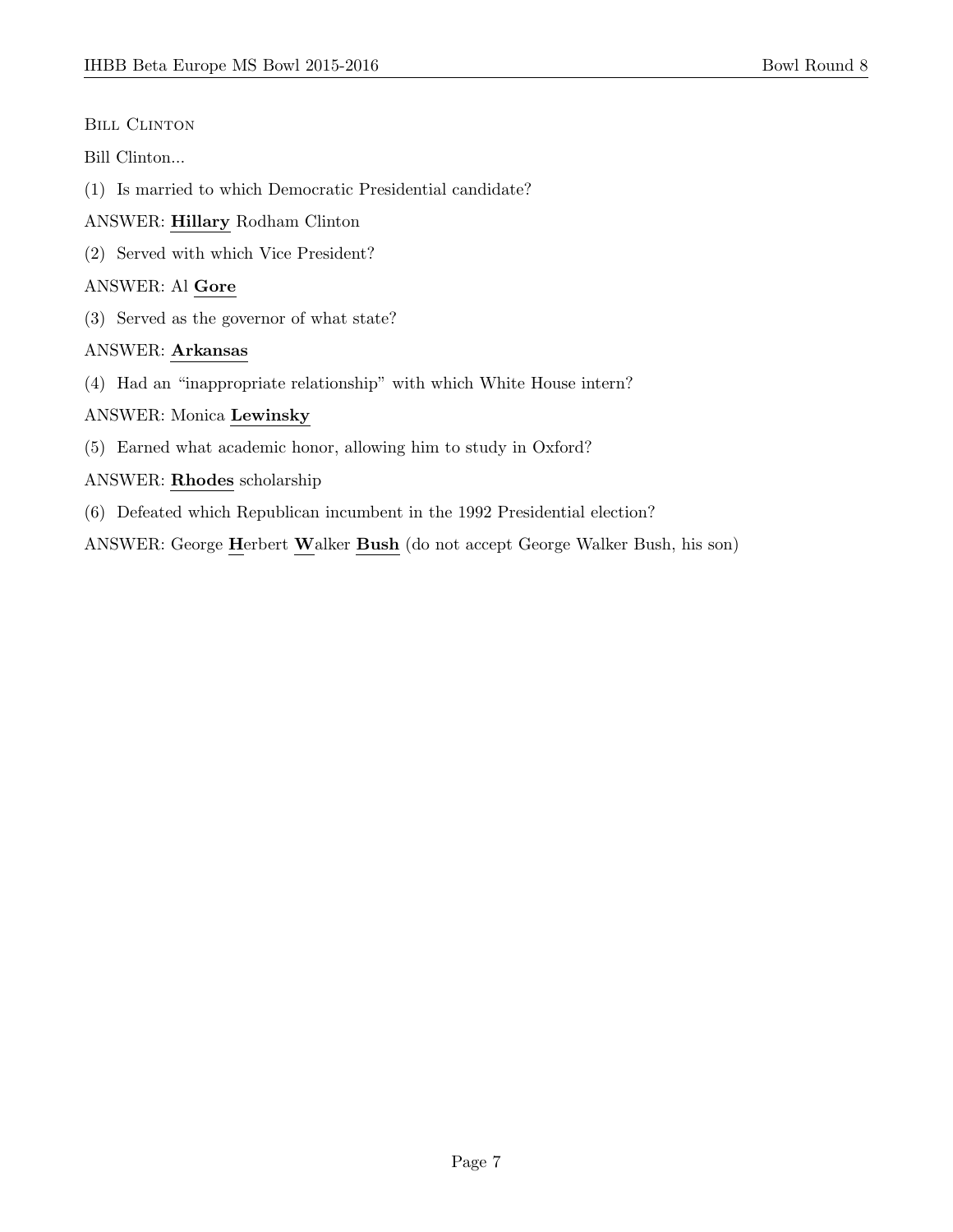Bill Clinton

Bill Clinton...

(1) Is married to which Democratic Presidential candidate?

ANSWER: **Hillary** Rodham Clinton

(2) Served with which Vice President?

ANSWER: Al **Gore**

(3) Served as the governor of what state?

ANSWER: **Arkansas**

(4) Had an "inappropriate relationship" with which White House intern?

ANSWER: Monica **Lewinsky**

(5) Earned what academic honor, allowing him to study in Oxford?

ANSWER: **Rhodes** scholarship

(6) Defeated which Republican incumbent in the 1992 Presidential election?

ANSWER: George **H**erbert **W**alker **Bush** (do not accept George Walker Bush, his son)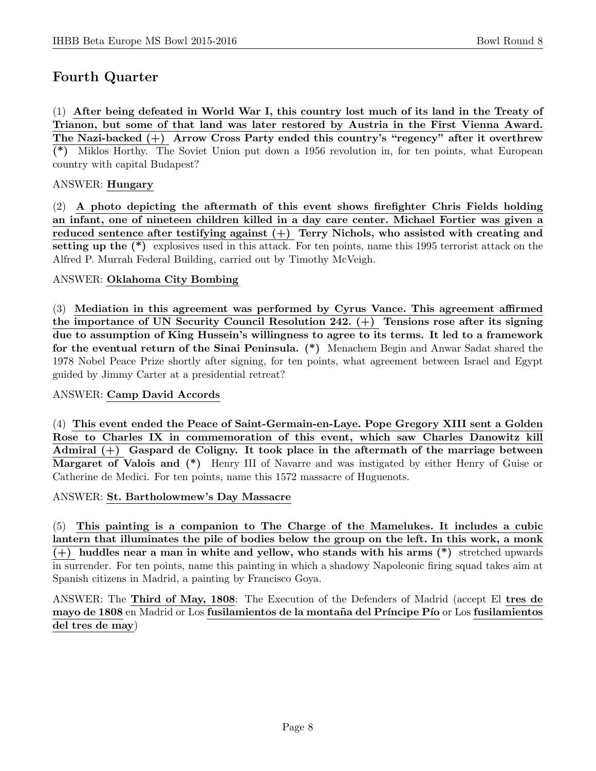## Fourth Quarter

(1) **After being defeated in World War I, this country lost much of its land in the Treaty of Trianon, but some of that land was later restored by Austria in the First Vienna Award. The Nazi-backed (+) Arrow Cross Party ended this country's "regency" after it overthrew (*)** Miklos Horthy. The Soviet Union put down a 1956 revolution in, for ten points, what European country with capital Budapest?

ANSWER: **Hungary**

(2) **A photo depicting the aftermath of this event shows firefighter Chris Fields holding an infant, one of nineteen children killed in a day care center. Michael Fortier was given a reduced sentence after testifying against (+) Terry Nichols, who assisted with creating and setting up the (*)** explosives used in this attack. For ten points, name this 1995 terrorist attack on the Alfred P. Murrah Federal Building, carried out by Timothy McVeigh.

ANSWER: **Oklahoma City Bombing**

(3) **Mediation in this agreement was performed by Cyrus Vance. This agreement affirmed the importance of UN Security Council Resolution 242. (+) Tensions rose after its signing due to assumption of King Hussein's willingness to agree to its terms. It led to a framework for the eventual return of the Sinai Peninsula. (*)** Menachem Begin and Anwar Sadat shared the 1978 Nobel Peace Prize shortly after signing, for ten points, what agreement between Israel and Egypt guided by Jimmy Carter at a presidential retreat?

ANSWER: **Camp David Accords**

(4) **This event ended the Peace of Saint-Germain-en-Laye. Pope Gregory XIII sent a Golden Rose to Charles IX in commemoration of this event, which saw Charles Danowitz kill Admiral (+) Gaspard de Coligny. It took place in the aftermath of the marriage between Margaret of Valois and (*)** Henry III of Navarre and was instigated by either Henry of Guise or Catherine de Medici. For ten points, name this 1572 massacre of Huguenots.

ANSWER: **St. Bartholowmew's Day Massacre**

(5) **This painting is a companion to The Charge of the Mamelukes. It includes a cubic lantern that illuminates the pile of bodies below the group on the left. In this work, a monk (+) huddles near a man in white and yellow, who stands with his arms (*)** stretched upwards in surrender. For ten points, name this painting in which a shadowy Napoleonic firing squad takes aim at Spanish citizens in Madrid, a painting by Francisco Goya.

ANSWER: The **Third of May, 1808**: The Execution of the Defenders of Madrid (accept El **tres de mayo de 1808** en Madrid or Los **fusilamientos de la montaña del Príncipe Pío** or Los **fusilamientos del tres de may**)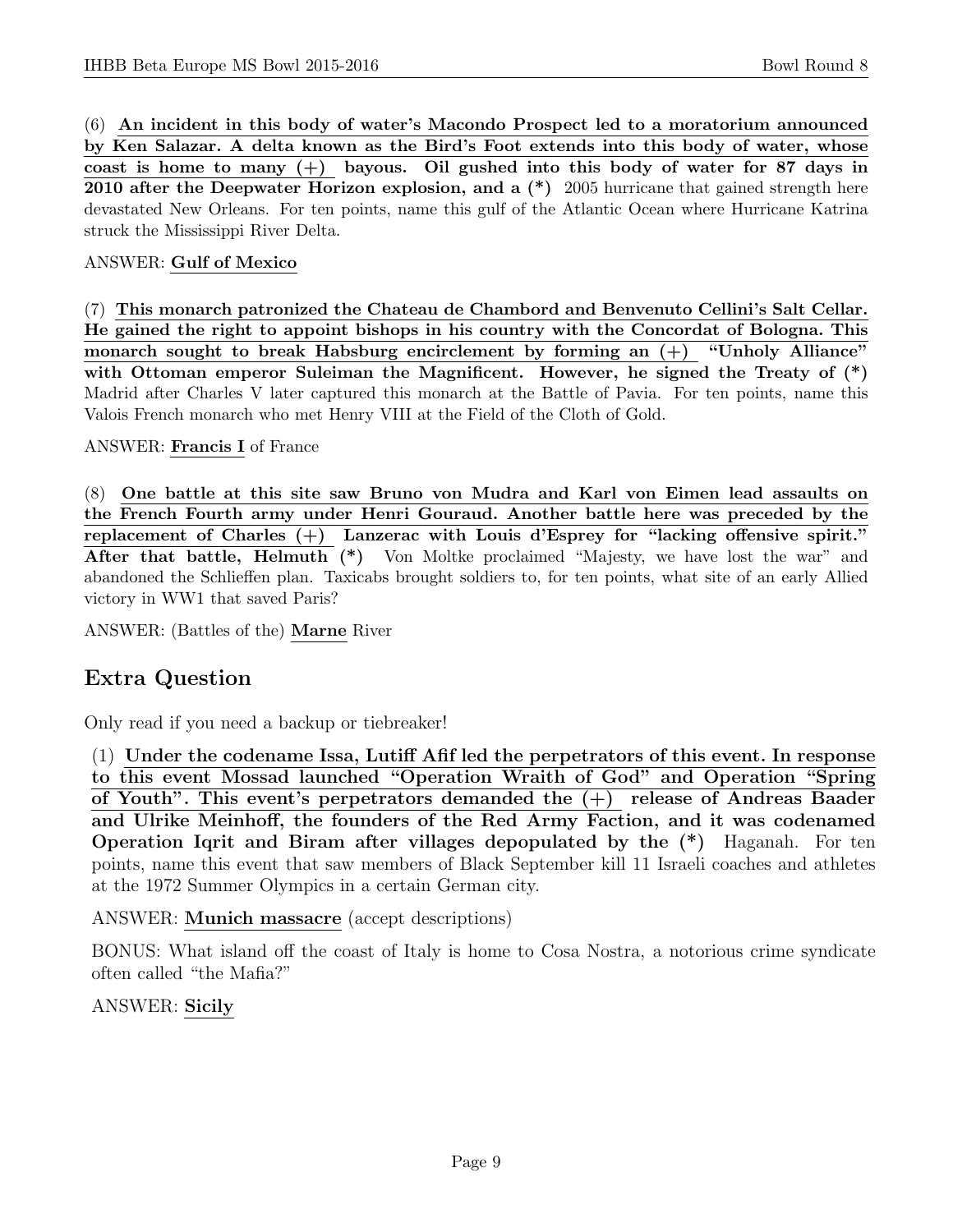(6) **<u>An incident in this body of water's Macondo Prospect led to a moratorium announced by Ken Salazar. A delta known as the Bird's Foot extends into this body of water, whose coast is home to many (+)</u> bayous. Oil gushed into this body of water for 87 days in 2010 after the Deepwater Horizon explosion, and a (*)** 2005 hurricane that gained strength here devastated New Orleans. For ten points, name this gulf of the Atlantic Ocean where Hurricane Katrina struck the Mississippi River Delta.

ANSWER: **<u>Gulf of Mexico</u>**

(7) **<u>This monarch patronized the Chateau de Chambord and Benvenuto Cellini's Salt Cellar. He gained the right to appoint bishops in his country with the Concordat of Bologna. This monarch sought to break Habsburg encirclement by forming an (+)</u> "Unholy Alliance" with Ottoman emperor Suleiman the Magnificent. However, he signed the Treaty of (*)** Madrid after Charles V later captured this monarch at the Battle of Pavia. For ten points, name this Valois French monarch who met Henry VIII at the Field of the Cloth of Gold.

ANSWER: **<u>Francis I</u>** of France

(8) **<u>One battle at this site saw Bruno von Mudra and Karl von Eimen lead assaults on the French Fourth army under Henri Gouraud. Another battle here was preceded by the replacement of Charles (+)</u> Lanzerac with Louis d'Esprey for "lacking offensive spirit." <u>After that battle, Helmuth</u> (*)** Von Moltke proclaimed "Majesty, we have lost the war" and abandoned the Schlieffen plan. Taxicabs brought soldiers to, for ten points, what site of an early Allied victory in WW1 that saved Paris?

ANSWER: (Battles of the) **<u>Marne</u>** River

## Extra Question

Only read if you need a backup or tiebreaker!

(1) **<u>Under the codename Issa, Lutiff Afif led the perpetrators of this event. In response to this event Mossad launched "Operation Wraith of God" and Operation "Spring of Youth". This event's perpetrators demanded the (+)</u> release of Andreas Baader and Ulrike Meinhoff, the founders of the Red Army Faction, and it was codenamed Operation Iqrit and Biram after villages depopulated by the (*)** Haganah. For ten points, name this event that saw members of Black September kill 11 Israeli coaches and athletes at the 1972 Summer Olympics in a certain German city.

ANSWER: **<u>Munich massacre</u>** (accept descriptions)

BONUS: What island off the coast of Italy is home to Cosa Nostra, a notorious crime syndicate often called "the Mafia?"

ANSWER: **<u>Sicily</u>**